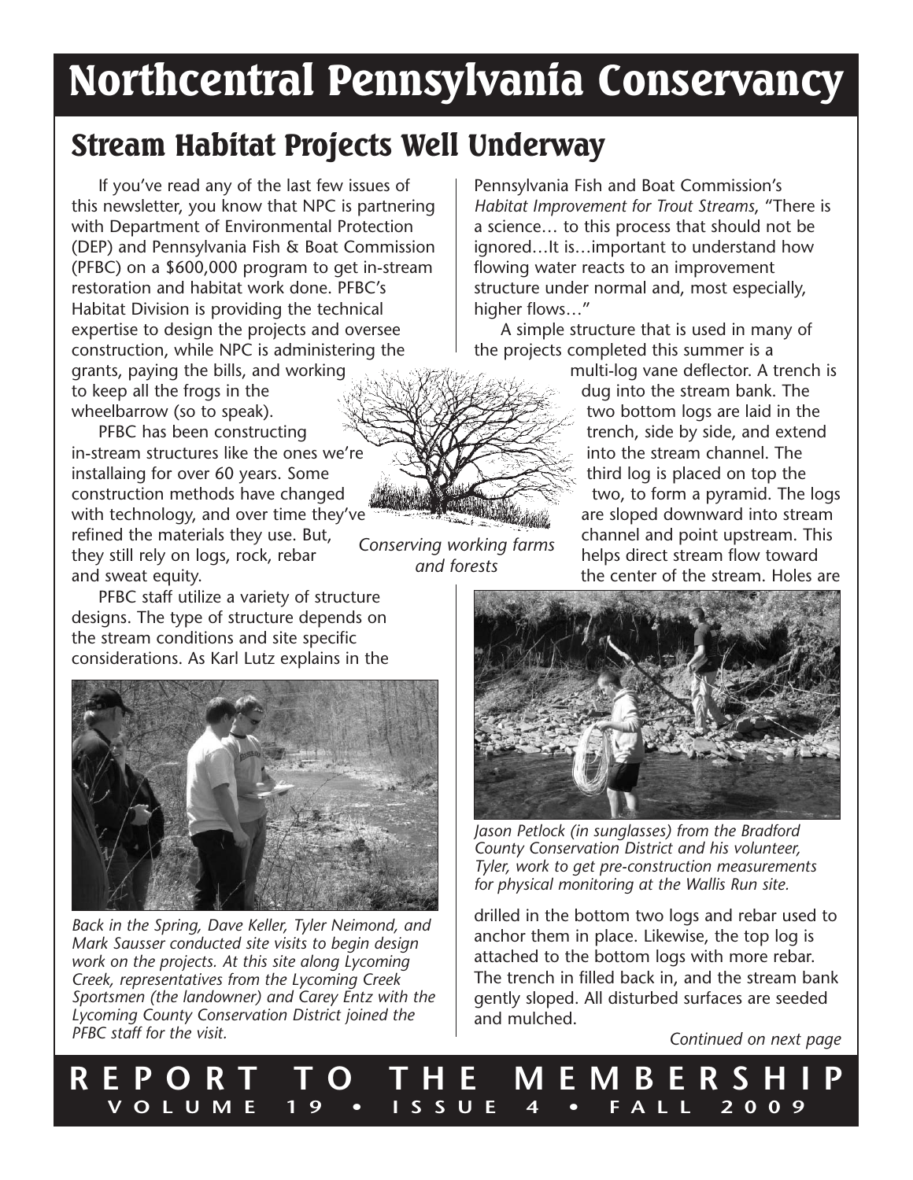# Northcentral Pennsylvania Conservancy

## Stream Habitat Projects Well Underway

If you've read any of the last few issues of this newsletter, you know that NPC is partnering with Department of Environmental Protection (DEP) and Pennsylvania Fish & Boat Commission (PFBC) on a $600,000 program to get in-stream restoration and habitat work done. PFBC's Habitat Division is providing the technical expertise to design the projects and oversee construction, while NPC is administering the grants, paying the bills, and working to keep all the frogs in the wheelbarrow (so to speak).

PFBC has been constructing in-stream structures like the ones we're installaing for over 60 years. Some construction methods have changed with technology, and over time they've refined the materials they use. But, they still rely on logs, rock, rebar and sweat equity.

PFBC staff utilize a variety of structure designs. The type of structure depends on the stream conditions and site specific considerations. As Karl Lutz explains in the Pennsylvania Fish and Boat Commission's *Habitat Improvement for Trout Streams*, "There is a science… to this process that should not be ignored…It is…important to understand how flowing water reacts to an improvement structure under normal and, most especially, higher flows…"

*Back in the Spring, Dave Keller, Tyler Neimond, and Mark Sausser conducted site visits to begin design work on the projects. At this site along Lycoming Creek, representatives from the Lycoming Creek Sportsmen (the landowner) and Carey Entz with the Lycoming County Conservation District joined the PFBC staff for the visit.*

*Conserving working farms and forests*

A simple structure that is used in many of the projects completed this summer is a multi-log vane deflector. A trench is dug into the stream bank. The two bottom logs are laid in the trench, side by side, and extend into the stream channel. The third log is placed on top the two, to form a pyramid. The logs are sloped downward into stream channel and point upstream. This helps direct stream flow toward the center of the stream. Holes are drilled in the bottom two logs and rebar used to anchor them in place. Likewise, the top log is attached to the bottom logs with more rebar. The trench in filled back in, and the stream bank gently sloped. All disturbed surfaces are seeded and mulched.

*Jason Petlock (in sunglasses) from the Bradford County Conservation District and his volunteer, Tyler, work to get pre-construction measurements for physical monitoring at the Wallis Run site.*

*Continued on next page*

**REPORT TO THE MEMBERSHIP**
**VOLUME 19 • ISSUE 4 • FALL 2009**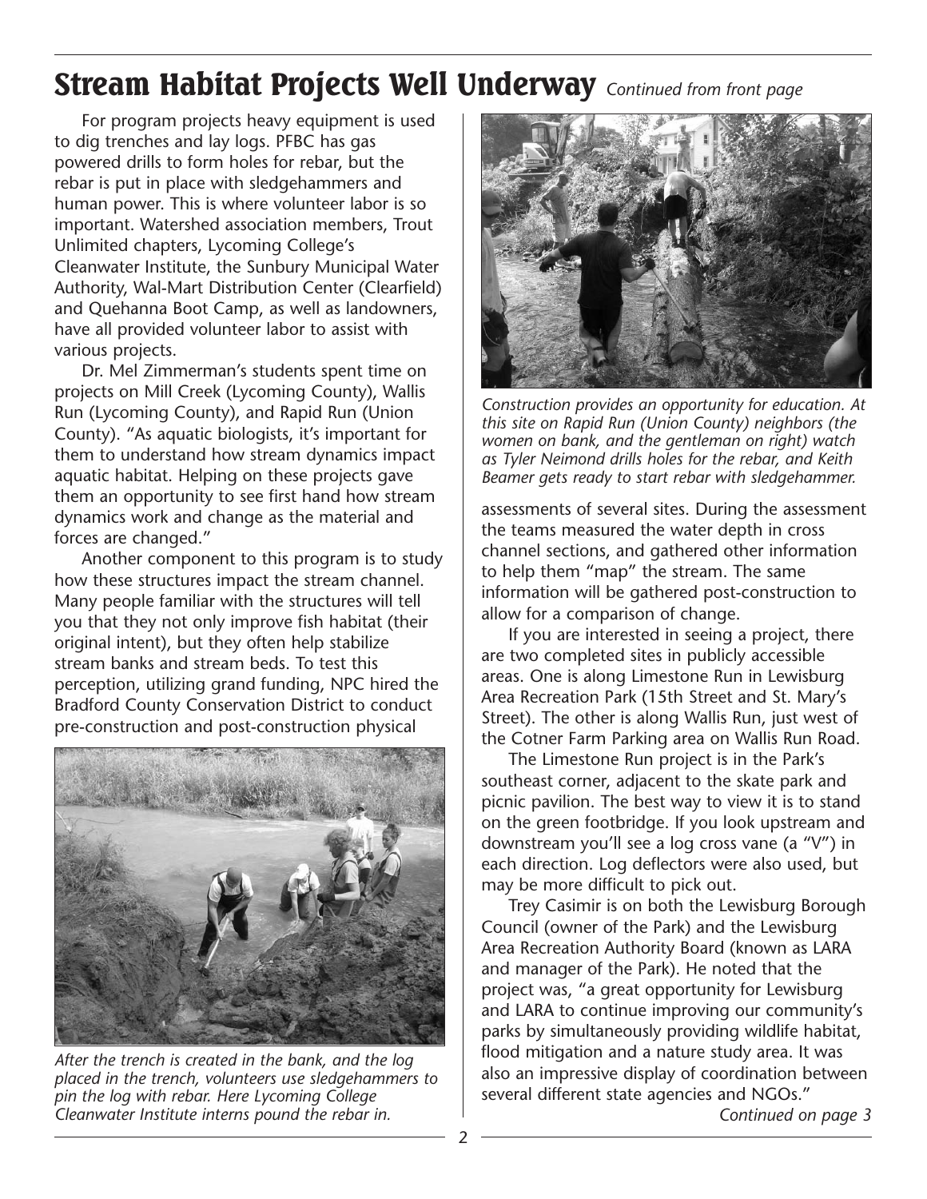## Stream Habitat Projects Well Underway *Continued from front page*

For program projects heavy equipment is used to dig trenches and lay logs. PFBC has gas powered drills to form holes for rebar, but the rebar is put in place with sledgehammers and human power. This is where volunteer labor is so important. Watershed association members, Trout Unlimited chapters, Lycoming College's Cleanwater Institute, the Sunbury Municipal Water Authority, Wal-Mart Distribution Center (Clearfield) and Quehanna Boot Camp, as well as landowners, have all provided volunteer labor to assist with various projects.

Dr. Mel Zimmerman's students spent time on projects on Mill Creek (Lycoming County), Wallis Run (Lycoming County), and Rapid Run (Union County). "As aquatic biologists, it's important for them to understand how stream dynamics impact aquatic habitat. Helping on these projects gave them an opportunity to see first hand how stream dynamics work and change as the material and forces are changed."

Another component to this program is to study how these structures impact the stream channel. Many people familiar with the structures will tell you that they not only improve fish habitat (their original intent), but they often help stabilize stream banks and stream beds. To test this perception, utilizing grand funding, NPC hired the Bradford County Conservation District to conduct pre-construction and post-construction physical assessments of several sites. During the assessment the teams measured the water depth in cross channel sections, and gathered other information to help them "map" the stream. The same information will be gathered post-construction to allow for a comparison of change.

*After the trench is created in the bank, and the log placed in the trench, volunteers use sledgehammers to pin the log with rebar. Here Lycoming College Cleanwater Institute interns pound the rebar in.*

*Construction provides an opportunity for education. At this site on Rapid Run (Union County) neighbors (the women on bank, and the gentleman on right) watch as Tyler Neimond drills holes for the rebar, and Keith Beamer gets ready to start rebar with sledgehammer.*

If you are interested in seeing a project, there are two completed sites in publicly accessible areas. One is along Limestone Run in Lewisburg Area Recreation Park (15th Street and St. Mary's Street). The other is along Wallis Run, just west of the Cotner Farm Parking area on Wallis Run Road.

The Limestone Run project is in the Park's southeast corner, adjacent to the skate park and picnic pavilion. The best way to view it is to stand on the green footbridge. If you look upstream and downstream you'll see a log cross vane (a "V") in each direction. Log deflectors were also used, but may be more difficult to pick out.

Trey Casimir is on both the Lewisburg Borough Council (owner of the Park) and the Lewisburg Area Recreation Authority Board (known as LARA and manager of the Park). He noted that the project was, "a great opportunity for Lewisburg and LARA to continue improving our community's parks by simultaneously providing wildlife habitat, flood mitigation and a nature study area. It was also an impressive display of coordination between several different state agencies and NGOs."

*Continued on page 3*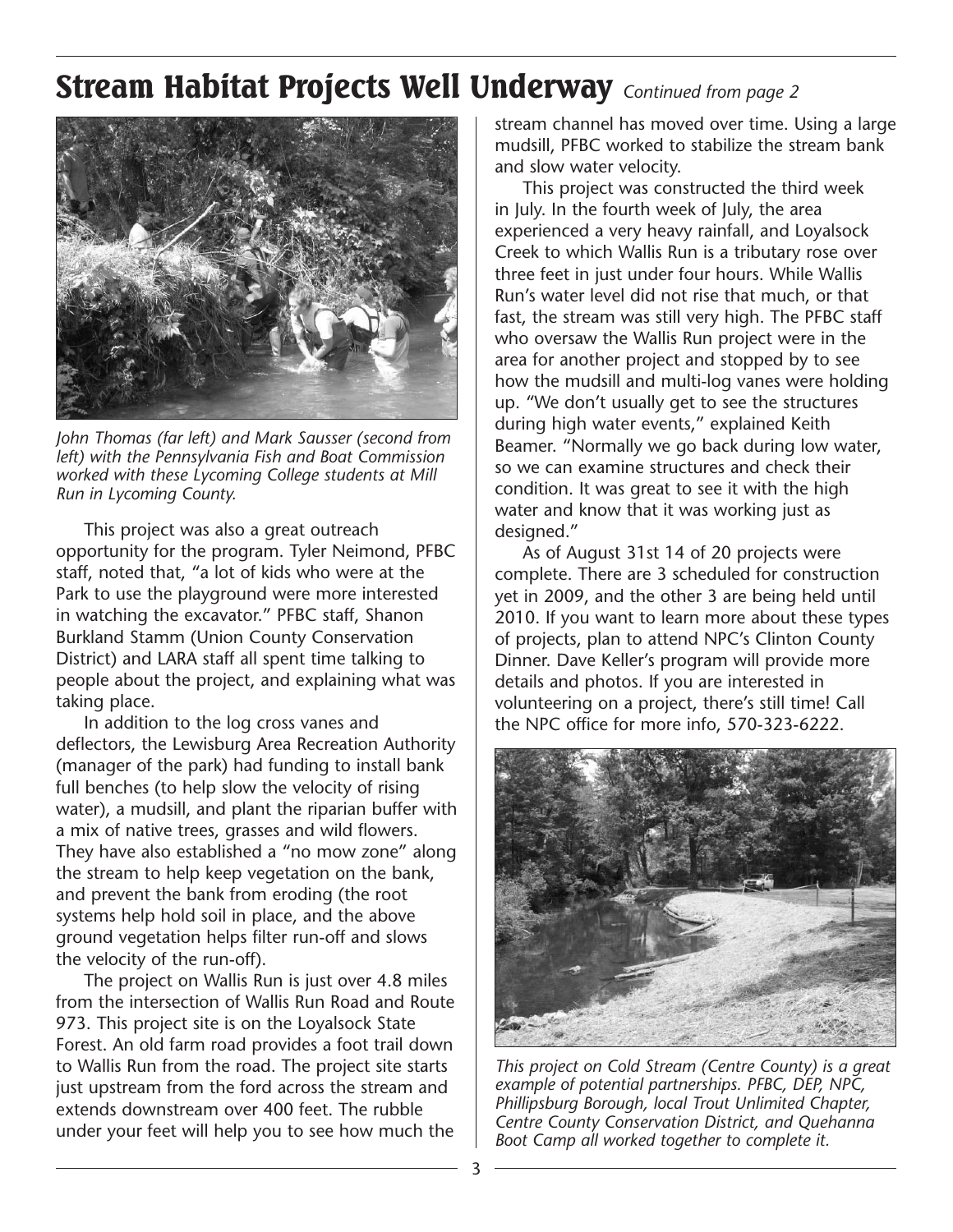# Stream Habitat Projects Well Underway *Continued from page 2*

*John Thomas (far left) and Mark Sausser (second from left) with the Pennsylvania Fish and Boat Commission worked with these Lycoming College students at Mill Run in Lycoming County.*

This project was also a great outreach opportunity for the program. Tyler Neimond, PFBC staff, noted that, "a lot of kids who were at the Park to use the playground were more interested in watching the excavator." PFBC staff, Shanon Burkland Stamm (Union County Conservation District) and LARA staff all spent time talking to people about the project, and explaining what was taking place.

In addition to the log cross vanes and deflectors, the Lewisburg Area Recreation Authority (manager of the park) had funding to install bank full benches (to help slow the velocity of rising water), a mudsill, and plant the riparian buffer with a mix of native trees, grasses and wild flowers. They have also established a "no mow zone" along the stream to help keep vegetation on the bank, and prevent the bank from eroding (the root systems help hold soil in place, and the above ground vegetation helps filter run-off and slows the velocity of the run-off).

The project on Wallis Run is just over 4.8 miles from the intersection of Wallis Run Road and Route 973. This project site is on the Loyalsock State Forest. An old farm road provides a foot trail down to Wallis Run from the road. The project site starts just upstream from the ford across the stream and extends downstream over 400 feet. The rubble under your feet will help you to see how much the stream channel has moved over time. Using a large mudsill, PFBC worked to stabilize the stream bank and slow water velocity.

This project was constructed the third week in July. In the fourth week of July, the area experienced a very heavy rainfall, and Loyalsock Creek to which Wallis Run is a tributary rose over three feet in just under four hours. While Wallis Run's water level did not rise that much, or that fast, the stream was still very high. The PFBC staff who oversaw the Wallis Run project were in the area for another project and stopped by to see how the mudsill and multi-log vanes were holding up. "We don't usually get to see the structures during high water events," explained Keith Beamer. "Normally we go back during low water, so we can examine structures and check their condition. It was great to see it with the high water and know that it was working just as designed."

As of August 31st 14 of 20 projects were complete. There are 3 scheduled for construction yet in 2009, and the other 3 are being held until 2010. If you want to learn more about these types of projects, plan to attend NPC's Clinton County Dinner. Dave Keller's program will provide more details and photos. If you are interested in volunteering on a project, there's still time! Call the NPC office for more info, 570-323-6222.

*This project on Cold Stream (Centre County) is a great example of potential partnerships. PFBC, DEP, NPC, Phillipsburg Borough, local Trout Unlimited Chapter, Centre County Conservation District, and Quehanna Boot Camp all worked together to complete it.*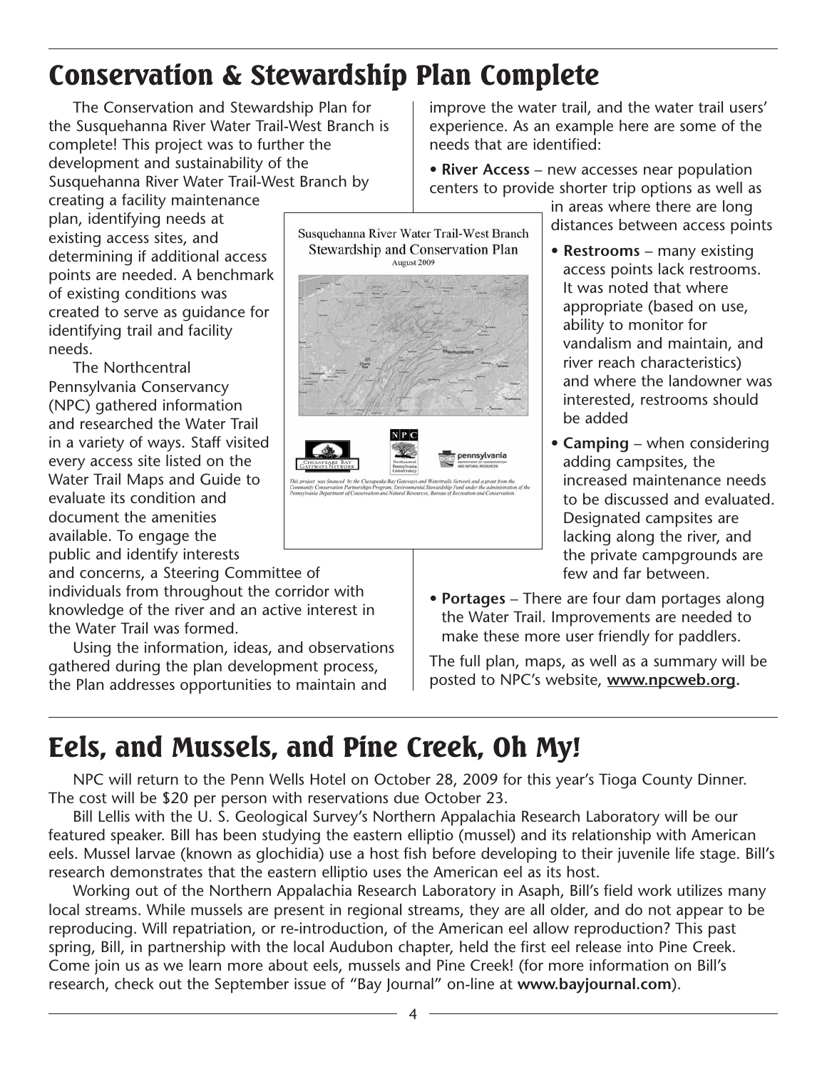# Conservation & Stewardship Plan Complete

The Conservation and Stewardship Plan for the Susquehanna River Water Trail-West Branch is complete! This project was to further the development and sustainability of the Susquehanna River Water Trail-West Branch by creating a facility maintenance plan, identifying needs at existing access sites, and determining if additional access points are needed. A benchmark of existing conditions was created to serve as guidance for identifying trail and facility needs.

The Northcentral Pennsylvania Conservancy (NPC) gathered information and researched the Water Trail in a variety of ways. Staff visited every access site listed on the Water Trail Maps and Guide to evaluate its condition and document the amenities available. To engage the public and identify interests and concerns, a Steering Committee of individuals from throughout the corridor with knowledge of the river and an active interest in the Water Trail was formed.

Using the information, ideas, and observations gathered during the plan development process, the Plan addresses opportunities to maintain and improve the water trail, and the water trail users' experience. As an example here are some of the needs that are identified:

- **River Access** – new accesses near population centers to provide shorter trip options as well as in areas where there are long distances between access points
- **Restrooms** – many existing access points lack restrooms. It was noted that where appropriate (based on use, ability to monitor for vandalism and maintain, and river reach characteristics) and where the landowner was interested, restrooms should be added
- **Camping** – when considering adding campsites, the increased maintenance needs to be discussed and evaluated. Designated campsites are lacking along the river, and the private campgrounds are few and far between.
- **Portages** – There are four dam portages along the Water Trail. Improvements are needed to make these more user friendly for paddlers.

The full plan, maps, as well as a summary will be posted to NPC's website, **www.npcweb.org**.

# Eels, and Mussels, and Pine Creek, Oh My!

NPC will return to the Penn Wells Hotel on October 28, 2009 for this year's Tioga County Dinner. The cost will be $20 per person with reservations due October 23.

Bill Lellis with the U. S. Geological Survey's Northern Appalachia Research Laboratory will be our featured speaker. Bill has been studying the eastern elliptio (mussel) and its relationship with American eels. Mussel larvae (known as glochidia) use a host fish before developing to their juvenile life stage. Bill's research demonstrates that the eastern elliptio uses the American eel as its host.

Working out of the Northern Appalachia Research Laboratory in Asaph, Bill's field work utilizes many local streams. While mussels are present in regional streams, they are all older, and do not appear to be reproducing. Will repatriation, or re-introduction, of the American eel allow reproduction? This past spring, Bill, in partnership with the local Audubon chapter, held the first eel release into Pine Creek. Come join us as we learn more about eels, mussels and Pine Creek! (for more information on Bill's research, check out the September issue of "Bay Journal" on-line at **www.bayjournal.com**).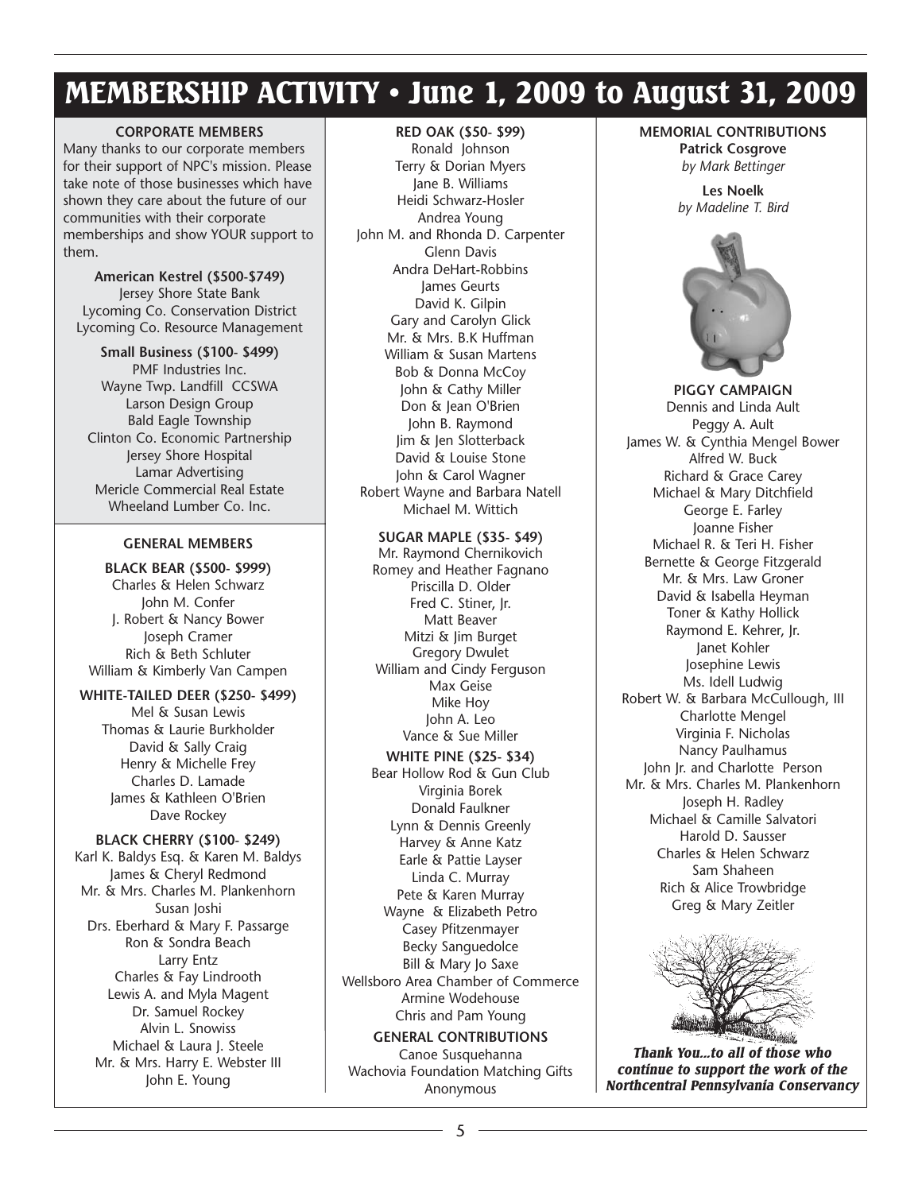# MEMBERSHIP ACTIVITY • June 1, 2009 to August 31, 2009

**CORPORATE MEMBERS**

Many thanks to our corporate members for their support of NPC's mission. Please take note of those businesses which have shown they care about the future of our communities with their corporate memberships and show YOUR support to them.

**American Kestrel ($500-$749)**

Jersey Shore State Bank
Lycoming Co. Conservation District
Lycoming Co. Resource Management

**Small Business ($100- $499)**

PMF Industries Inc.
Wayne Twp. Landfill CCSWA
Larson Design Group
Bald Eagle Township
Clinton Co. Economic Partnership
Jersey Shore Hospital
Lamar Advertising
Mericle Commercial Real Estate
Wheeland Lumber Co. Inc.

**GENERAL MEMBERS**

**BLACK BEAR ($500- $999)**

Charles & Helen Schwarz
John M. Confer
J. Robert & Nancy Bower
Joseph Cramer
Rich & Beth Schluter
William & Kimberly Van Campen

**WHITE-TAILED DEER ($250- $499)**

Mel & Susan Lewis
Thomas & Laurie Burkholder
David & Sally Craig
Henry & Michelle Frey
Charles D. Lamade
James & Kathleen O'Brien
Dave Rockey

**BLACK CHERRY ($100- $249)**

Karl K. Baldys Esq. & Karen M. Baldys
James & Cheryl Redmond
Mr. & Mrs. Charles M. Plankenhorn
Susan Joshi
Drs. Eberhard & Mary F. Passarge
Ron & Sondra Beach
Larry Entz
Charles & Fay Lindrooth
Lewis A. and Myla Magent
Dr. Samuel Rockey
Alvin L. Snowiss
Michael & Laura J. Steele
Mr. & Mrs. Harry E. Webster III
John E. Young

**RED OAK ($50- $99)**

Ronald Johnson
Terry & Dorian Myers
Jane B. Williams
Heidi Schwarz-Hosler
Andrea Young
John M. and Rhonda D. Carpenter
Glenn Davis
Andra DeHart-Robbins
James Geurts
David K. Gilpin
Gary and Carolyn Glick
Mr. & Mrs. B.K Huffman
William & Susan Martens
Bob & Donna McCoy
John & Cathy Miller
Don & Jean O'Brien
John B. Raymond
Jim & Jen Slotterback
David & Louise Stone
John & Carol Wagner
Robert Wayne and Barbara Natell
Michael M. Wittich

**SUGAR MAPLE ($35- $49)**

Mr. Raymond Chernikovich
Romey and Heather Fagnano
Priscilla D. Older
Fred C. Stiner, Jr.
Matt Beaver
Mitzi & Jim Burget
Gregory Dwulet
William and Cindy Ferguson
Max Geise
Mike Hoy
John A. Leo
Vance & Sue Miller

**WHITE PINE ($25- $34)**

Bear Hollow Rod & Gun Club
Virginia Borek
Donald Faulkner
Lynn & Dennis Greenly
Harvey & Anne Katz
Earle & Pattie Layser
Linda C. Murray
Pete & Karen Murray
Wayne & Elizabeth Petro
Casey Pfitzenmayer
Becky Sanguedolce
Bill & Mary Jo Saxe
Wellsboro Area Chamber of Commerce
Armine Wodehouse
Chris and Pam Young

**GENERAL CONTRIBUTIONS**

Canoe Susquehanna
Wachovia Foundation Matching Gifts
Anonymous

**MEMORIAL CONTRIBUTIONS**

**Patrick Cosgrove**
*by Mark Bettinger*

**Les Noelk**
*by Madeline T. Bird*

**PIGGY CAMPAIGN**

Dennis and Linda Ault
Peggy A. Ault
James W. & Cynthia Mengel Bower
Alfred W. Buck
Richard & Grace Carey
Michael & Mary Ditchfield
George E. Farley
Joanne Fisher
Michael R. & Teri H. Fisher
Bernette & George Fitzgerald
Mr. & Mrs. Law Groner
David & Isabella Heyman
Toner & Kathy Hollick
Raymond E. Kehrer, Jr.
Janet Kohler
Josephine Lewis
Ms. Idell Ludwig
Robert W. & Barbara McCullough, III
Charlotte Mengel
Virginia F. Nicholas
Nancy Paulhamus
John Jr. and Charlotte Person
Mr. & Mrs. Charles M. Plankenhorn
Joseph H. Radley
Michael & Camille Salvatori
Harold D. Sausser
Charles & Helen Schwarz
Sam Shaheen
Rich & Alice Trowbridge
Greg & Mary Zeitler

***Thank You...to all of those who continue to support the work of the Northcentral Pennsylvania Conservancy***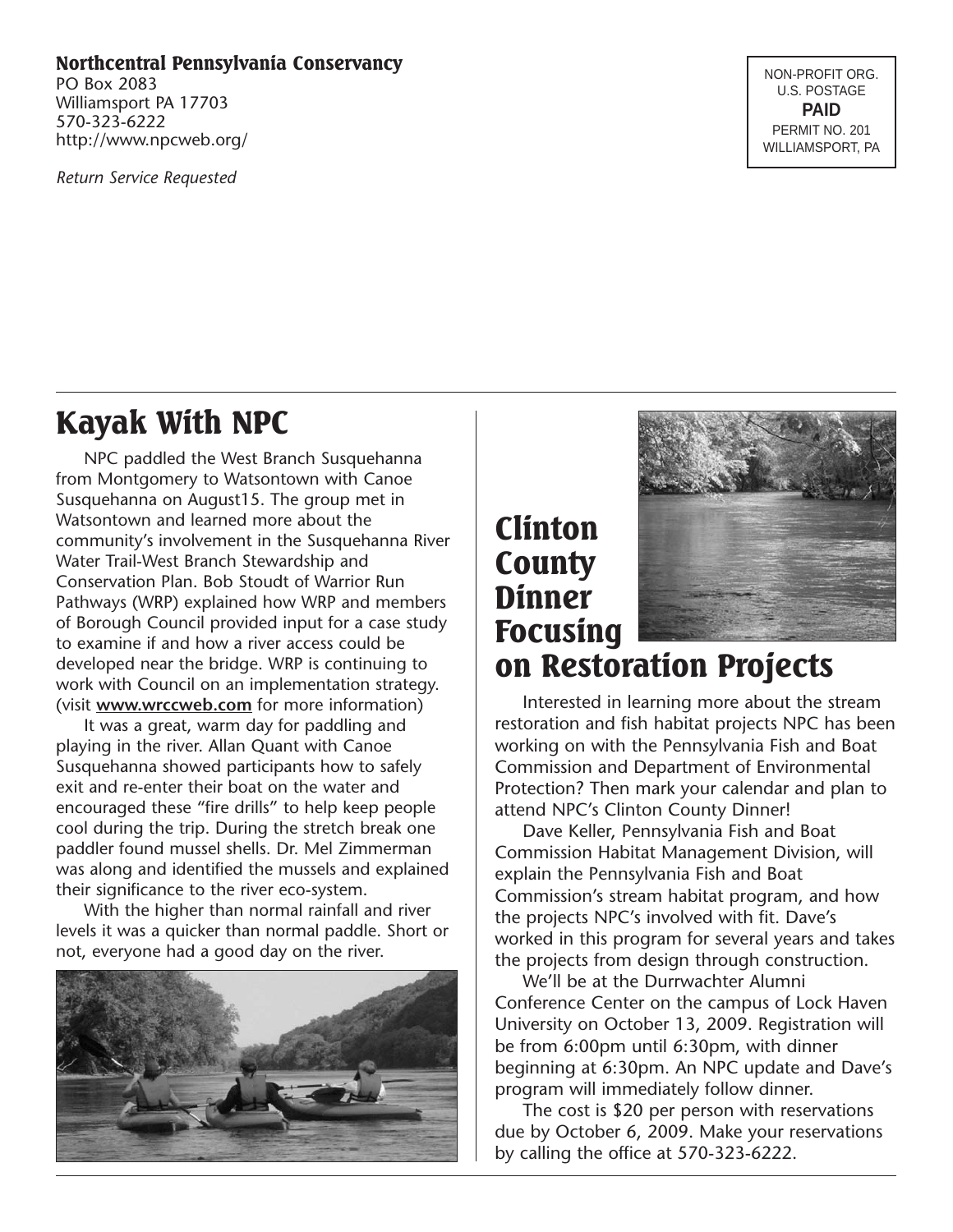**Northcentral Pennsylvania Conservancy**
PO Box 2083
Williamsport PA 17703
570-323-6222
http://www.npcweb.org/

*Return Service Requested*

NON-PROFIT ORG.
U.S. POSTAGE
**PAID**
PERMIT NO. 201
WILLIAMSPORT, PA

# Kayak With NPC

NPC paddled the West Branch Susquehanna from Montgomery to Watsontown with Canoe Susquehanna on August15. The group met in Watsontown and learned more about the community's involvement in the Susquehanna River Water Trail-West Branch Stewardship and Conservation Plan. Bob Stoudt of Warrior Run Pathways (WRP) explained how WRP and members of Borough Council provided input for a case study to examine if and how a river access could be developed near the bridge. WRP is continuing to work with Council on an implementation strategy. (visit **www.wrccweb.com** for more information)

It was a great, warm day for paddling and playing in the river. Allan Quant with Canoe Susquehanna showed participants how to safely exit and re-enter their boat on the water and encouraged these "fire drills" to help keep people cool during the trip. During the stretch break one paddler found mussel shells. Dr. Mel Zimmerman was along and identified the mussels and explained their significance to the river eco-system.

With the higher than normal rainfall and river levels it was a quicker than normal paddle. Short or not, everyone had a good day on the river.

# Clinton County Dinner Focusing on Restoration Projects

Interested in learning more about the stream restoration and fish habitat projects NPC has been working on with the Pennsylvania Fish and Boat Commission and Department of Environmental Protection? Then mark your calendar and plan to attend NPC's Clinton County Dinner!

Dave Keller, Pennsylvania Fish and Boat Commission Habitat Management Division, will explain the Pennsylvania Fish and Boat Commission's stream habitat program, and how the projects NPC's involved with fit. Dave's worked in this program for several years and takes the projects from design through construction.

We'll be at the Durrwachter Alumni Conference Center on the campus of Lock Haven University on October 13, 2009. Registration will be from 6:00pm until 6:30pm, with dinner beginning at 6:30pm. An NPC update and Dave's program will immediately follow dinner.

The cost is $20 per person with reservations due by October 6, 2009. Make your reservations by calling the office at 570-323-6222.